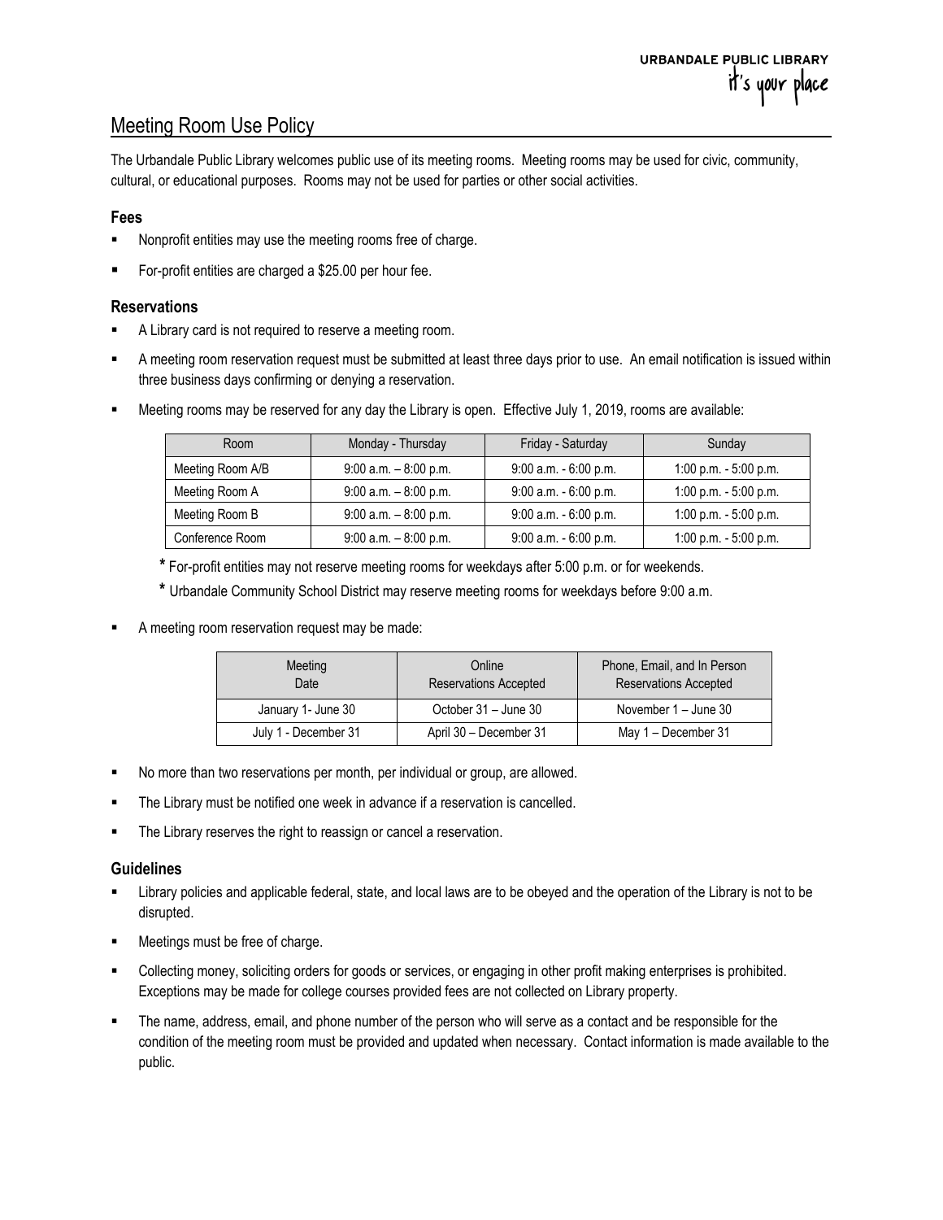URBANDALE PUBLIC LIBRARY
it's your place

# Meeting Room Use Policy

The Urbandale Public Library welcomes public use of its meeting rooms. Meeting rooms may be used for civic, community, cultural, or educational purposes. Rooms may not be used for parties or other social activities.

### Fees

- Nonprofit entities may use the meeting rooms free of charge.
- For-profit entities are charged a $25.00 per hour fee.

### Reservations

- A Library card is not required to reserve a meeting room.
- A meeting room reservation request must be submitted at least three days prior to use. An email notification is issued within three business days confirming or denying a reservation.
- Meeting rooms may be reserved for any day the Library is open. Effective July 1, 2019, rooms are available:

| Room | Monday - Thursday | Friday - Saturday | Sunday |
|---|---|---|---|
| Meeting Room A/B | 9:00 a.m. – 8:00 p.m. | 9:00 a.m. - 6:00 p.m. | 1:00 p.m. - 5:00 p.m. |
| Meeting Room A | 9:00 a.m. – 8:00 p.m. | 9:00 a.m. - 6:00 p.m. | 1:00 p.m. - 5:00 p.m. |
| Meeting Room B | 9:00 a.m. – 8:00 p.m. | 9:00 a.m. - 6:00 p.m. | 1:00 p.m. - 5:00 p.m. |
| Conference Room | 9:00 a.m. – 8:00 p.m. | 9:00 a.m. - 6:00 p.m. | 1:00 p.m. - 5:00 p.m. |

\* For-profit entities may not reserve meeting rooms for weekdays after 5:00 p.m. or for weekends.

\* Urbandale Community School District may reserve meeting rooms for weekdays before 9:00 a.m.

- A meeting room reservation request may be made:

| Meeting Date | Online Reservations Accepted | Phone, Email, and In Person Reservations Accepted |
|---|---|---|
| January 1- June 30 | October 31 – June 30 | November 1 – June 30 |
| July 1 - December 31 | April 30 – December 31 | May 1 – December 31 |

- No more than two reservations per month, per individual or group, are allowed.
- The Library must be notified one week in advance if a reservation is cancelled.
- The Library reserves the right to reassign or cancel a reservation.

### Guidelines

- Library policies and applicable federal, state, and local laws are to be obeyed and the operation of the Library is not to be disrupted.
- Meetings must be free of charge.
- Collecting money, soliciting orders for goods or services, or engaging in other profit making enterprises is prohibited. Exceptions may be made for college courses provided fees are not collected on Library property.
- The name, address, email, and phone number of the person who will serve as a contact and be responsible for the condition of the meeting room must be provided and updated when necessary. Contact information is made available to the public.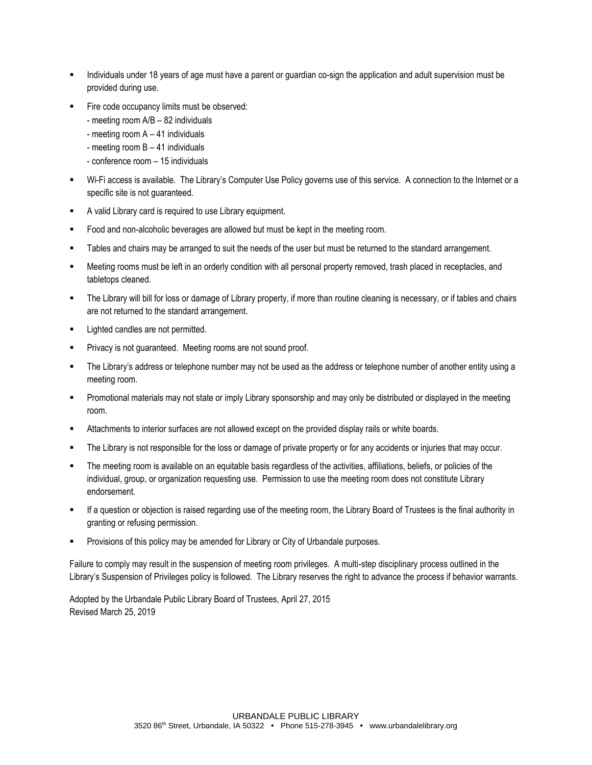- Individuals under 18 years of age must have a parent or guardian co-sign the application and adult supervision must be provided during use.
- Fire code occupancy limits must be observed:
  - meeting room A/B – 82 individuals
  - meeting room A – 41 individuals
  - meeting room B – 41 individuals
  - conference room – 15 individuals
- Wi-Fi access is available. The Library's Computer Use Policy governs use of this service. A connection to the Internet or a specific site is not guaranteed.
- A valid Library card is required to use Library equipment.
- Food and non-alcoholic beverages are allowed but must be kept in the meeting room.
- Tables and chairs may be arranged to suit the needs of the user but must be returned to the standard arrangement.
- Meeting rooms must be left in an orderly condition with all personal property removed, trash placed in receptacles, and tabletops cleaned.
- The Library will bill for loss or damage of Library property, if more than routine cleaning is necessary, or if tables and chairs are not returned to the standard arrangement.
- Lighted candles are not permitted.
- Privacy is not guaranteed. Meeting rooms are not sound proof.
- The Library's address or telephone number may not be used as the address or telephone number of another entity using a meeting room.
- Promotional materials may not state or imply Library sponsorship and may only be distributed or displayed in the meeting room.
- Attachments to interior surfaces are not allowed except on the provided display rails or white boards.
- The Library is not responsible for the loss or damage of private property or for any accidents or injuries that may occur.
- The meeting room is available on an equitable basis regardless of the activities, affiliations, beliefs, or policies of the individual, group, or organization requesting use. Permission to use the meeting room does not constitute Library endorsement.
- If a question or objection is raised regarding use of the meeting room, the Library Board of Trustees is the final authority in granting or refusing permission.
- Provisions of this policy may be amended for Library or City of Urbandale purposes.

Failure to comply may result in the suspension of meeting room privileges. A multi-step disciplinary process outlined in the Library's Suspension of Privileges policy is followed. The Library reserves the right to advance the process if behavior warrants.

Adopted by the Urbandale Public Library Board of Trustees, April 27, 2015
Revised March 25, 2019